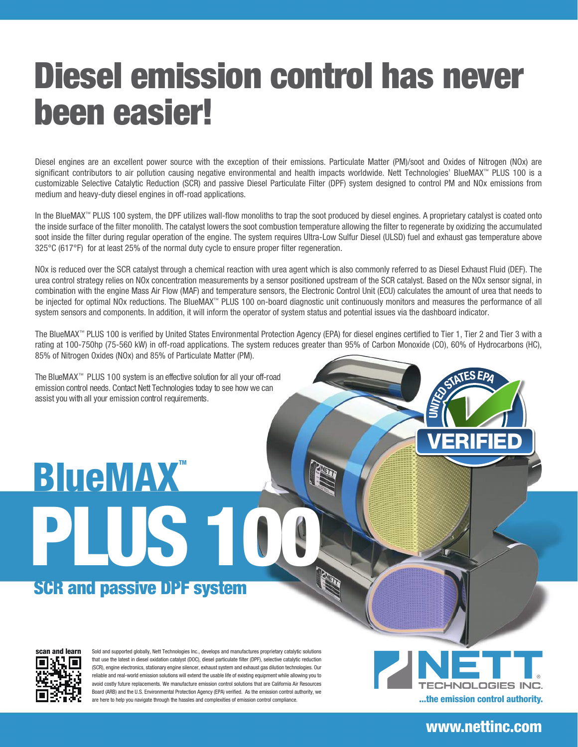# Diesel emission control has never been easier!

Diesel engines are an excellent power source with the exception of their emissions. Particulate Matter (PM)/soot and Oxides of Nitrogen (NOx) are significant contributors to air pollution causing negative environmental and health impacts worldwide. Nett Technologies' BlueMAX™ PLUS 100 is a customizable Selective Catalytic Reduction (SCR) and passive Diesel Particulate Filter (DPF) system designed to control PM and NOx emissions from medium and heavy-duty diesel engines in off-road applications.

In the BlueMAX™ PLUS 100 system, the DPF utilizes wall-flow monoliths to trap the soot produced by diesel engines. A proprietary catalyst is coated onto the inside surface of the filter monolith. The catalyst lowers the soot combustion temperature allowing the filter to regenerate by oxidizing the accumulated soot inside the filter during regular operation of the engine. The system requires Ultra-Low Sulfur Diesel (ULSD) fuel and exhaust gas temperature above 325°C (617°F) for at least 25% of the normal duty cycle to ensure proper filter regeneration.

NOx is reduced over the SCR catalyst through a chemical reaction with urea agent which is also commonly referred to as Diesel Exhaust Fluid (DEF). The urea control strategy relies on NOx concentration measurements by a sensor positioned upstream of the SCR catalyst. Based on the NOx sensor signal, in combination with the engine Mass Air Flow (MAF) and temperature sensors, the Electronic Control Unit (ECU) calculates the amount of urea that needs to be injected for optimal NOx reductions. The BlueMAX™ PLUS 100 on-board diagnostic unit continuously monitors and measures the performance of all system sensors and components. In addition, it will inform the operator of system status and potential issues via the dashboard indicator.

The BlueMAX™ PLUS 100 is verified by United States Environmental Protection Agency (EPA) for diesel engines certified to Tier 1, Tier 2 and Tier 3 with a rating at 100-750hp (75-560 kW) in off-road applications. The system reduces greater than 95% of Carbon Monoxide (CO), 60% of Hydrocarbons (HC), 85% of Nitrogen Oxides (NOx) and 85% of Particulate Matter (PM).

The BlueMAX™ PLUS 100 system is an effective solution for all your off-road emission control needs. Contact Nett Technologies today to see how we can assist you with all your emission control requirements.

UNITED STATES EPA VERIFIED

# BlueMAX™ PLUS 100

## SCR and passive DPF system

scan and learn

Sold and supported globally, Nett Technologies Inc., develops and manufactures proprietary catalytic solutions that use the latest in diesel oxidation catalyst (DOC), diesel particulate filter (DPF), selective catalytic reduction (SCR), engine electronics, stationary engine silencer, exhaust system and exhaust gas dilution technologies. Our reliable and real-world emission solutions will extend the usable life of existing equipment while allowing you to avoid costly future replacements. We manufacture emission control solutions that are California Air Resources Board (ARB) and the U.S. Environmental Protection Agency (EPA) verified. As the emission control authority, we are here to help you navigate through the hassles and complexities of emission control compliance.

NETT® TECHNOLOGIES INC.

...the emission control authority.

www.nettinc.com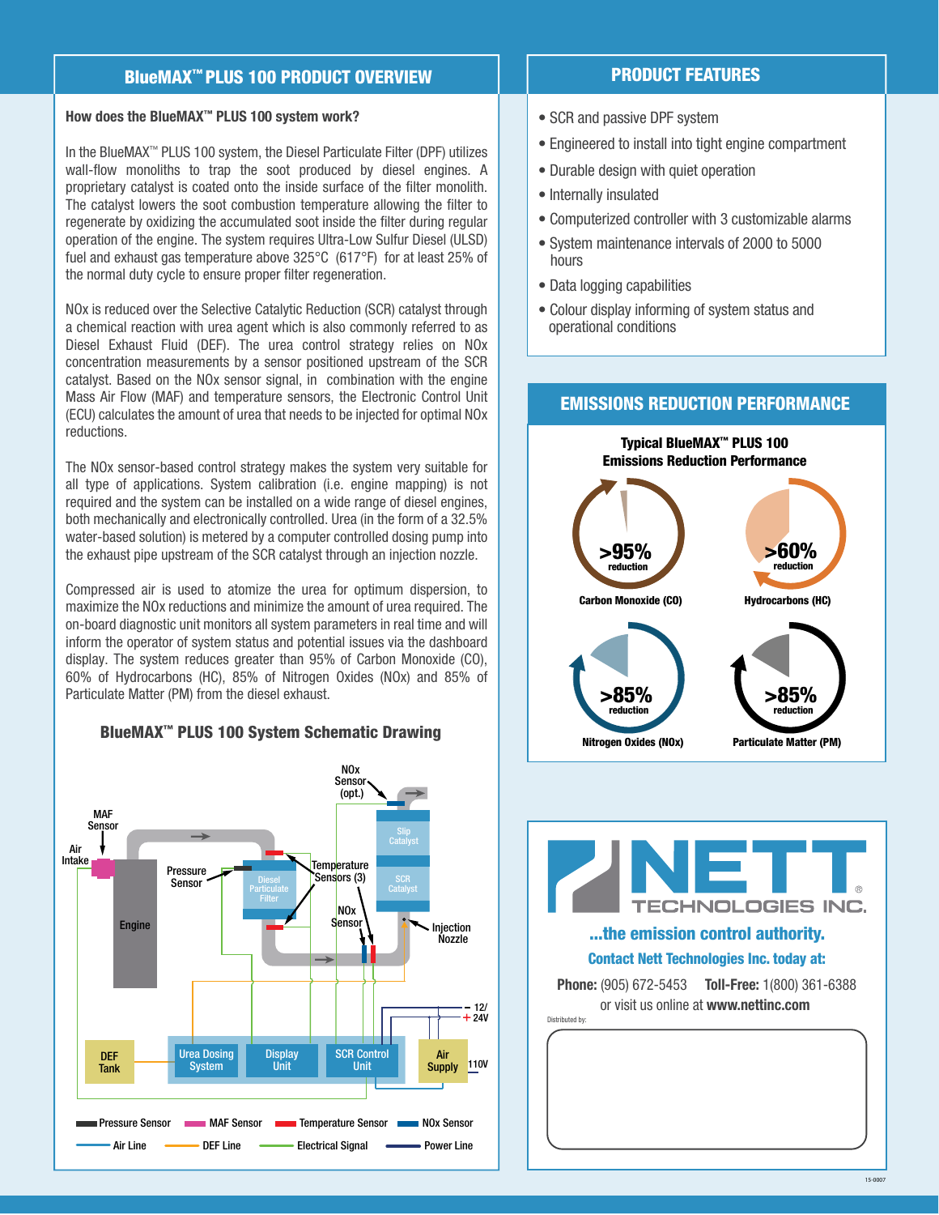## BlueMAX™ PLUS 100 PRODUCT OVERVIEW

**How does the BlueMAX™ PLUS 100 system work?**

In the BlueMAX™ PLUS 100 system, the Diesel Particulate Filter (DPF) utilizes wall-flow monoliths to trap the soot produced by diesel engines. A proprietary catalyst is coated onto the inside surface of the filter monolith. The catalyst lowers the soot combustion temperature allowing the filter to regenerate by oxidizing the accumulated soot inside the filter during regular operation of the engine. The system requires Ultra-Low Sulfur Diesel (ULSD) fuel and exhaust gas temperature above 325°C (617°F) for at least 25% of the normal duty cycle to ensure proper filter regeneration.

NOx is reduced over the Selective Catalytic Reduction (SCR) catalyst through a chemical reaction with urea agent which is also commonly referred to as Diesel Exhaust Fluid (DEF). The urea control strategy relies on NOx concentration measurements by a sensor positioned upstream of the SCR catalyst. Based on the NOx sensor signal, in combination with the engine Mass Air Flow (MAF) and temperature sensors, the Electronic Control Unit (ECU) calculates the amount of urea that needs to be injected for optimal NOx reductions.

The NOx sensor-based control strategy makes the system very suitable for all type of applications. System calibration (i.e. engine mapping) is not required and the system can be installed on a wide range of diesel engines, both mechanically and electronically controlled. Urea (in the form of a 32.5% water-based solution) is metered by a computer controlled dosing pump into the exhaust pipe upstream of the SCR catalyst through an injection nozzle.

Compressed air is used to atomize the urea for optimum dispersion, to maximize the NOx reductions and minimize the amount of urea required. The on-board diagnostic unit monitors all system parameters in real time and will inform the operator of system status and potential issues via the dashboard display. The system reduces greater than 95% of Carbon Monoxide (CO), 60% of Hydrocarbons (HC), 85% of Nitrogen Oxides (NOx) and 85% of Particulate Matter (PM) from the diesel exhaust.

### BlueMAX™ PLUS 100 System Schematic Drawing

NOx Sensor (opt.)
MAF Sensor
Air Intake
Pressure Sensor
Temperature Sensors (3)
Slip Catalyst
SCR Catalyst
Diesel Particulate Filter
Engine
NOx Sensor
Injection Nozzle
12/24V
DEF Tank
Urea Dosing System
Display Unit
SCR Control Unit
Air Supply
110V

Pressure Sensor | MAF Sensor | Temperature Sensor | NOx Sensor
Air Line | DEF Line | Electrical Signal | Power Line

## PRODUCT FEATURES

- SCR and passive DPF system
- Engineered to install into tight engine compartment
- Durable design with quiet operation
- Internally insulated
- Computerized controller with 3 customizable alarms
- System maintenance intervals of 2000 to 5000 hours
- Data logging capabilities
- Colour display informing of system status and operational conditions

## EMISSIONS REDUCTION PERFORMANCE

**Typical BlueMAX™ PLUS 100 Emissions Reduction Performance**

>95% reduction
Carbon Monoxide (CO)

>60% reduction
Hydrocarbons (HC)

>85% reduction
Nitrogen Oxides (NOx)

>85% reduction
Particulate Matter (PM)

NETT TECHNOLOGIES INC.®

**...the emission control authority.**

**Contact Nett Technologies Inc. today at:**

**Phone:** (905) 672-5453 **Toll-Free:** 1(800) 361-6388

or visit us online at **www.nettinc.com**

Distributed by:

15-0007